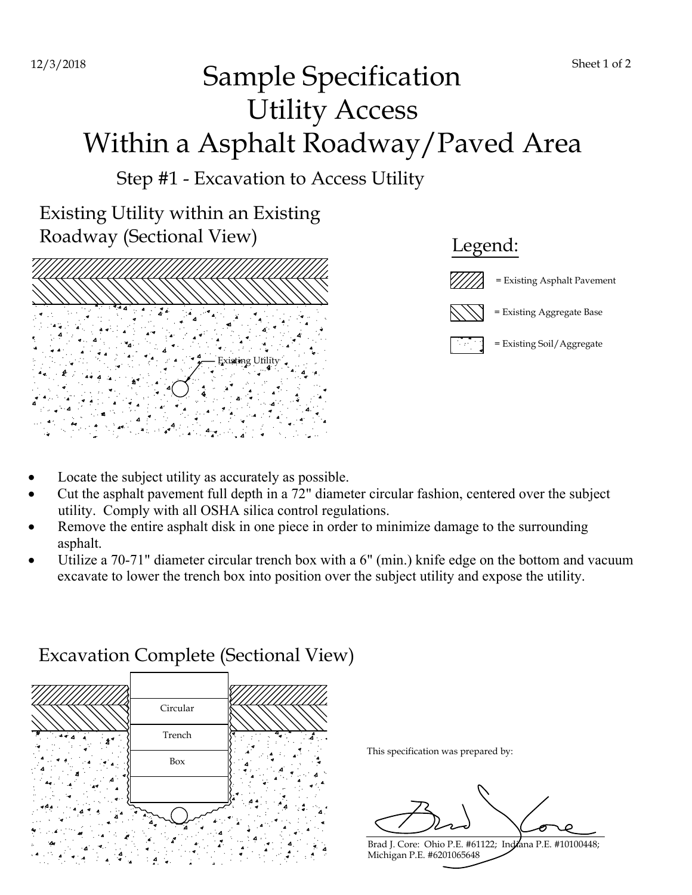12/3/2018

# Sample Specification
# Utility Access
# Within a Asphalt Roadway/Paved Area

## Step #1 - Excavation to Access Utility

### Existing Utility within an Existing Roadway (Sectional View)

Existing Utility

**Legend:**

- = Existing Asphalt Pavement
- = Existing Aggregate Base
- = Existing Soil/Aggregate

- Locate the subject utility as accurately as possible.
- Cut the asphalt pavement full depth in a 72" diameter circular fashion, centered over the subject utility. Comply with all OSHA silica control regulations.
- Remove the entire asphalt disk in one piece in order to minimize damage to the surrounding asphalt.
- Utilize a 70-71" diameter circular trench box with a 6" (min.) knife edge on the bottom and vacuum excavate to lower the trench box into position over the subject utility and expose the utility.

### Excavation Complete (Sectional View)

Circular Trench Box

This specification was prepared by:

Brad J. Core: Ohio P.E. #61122; Indiana P.E. #10100448; Michigan P.E. #6201065648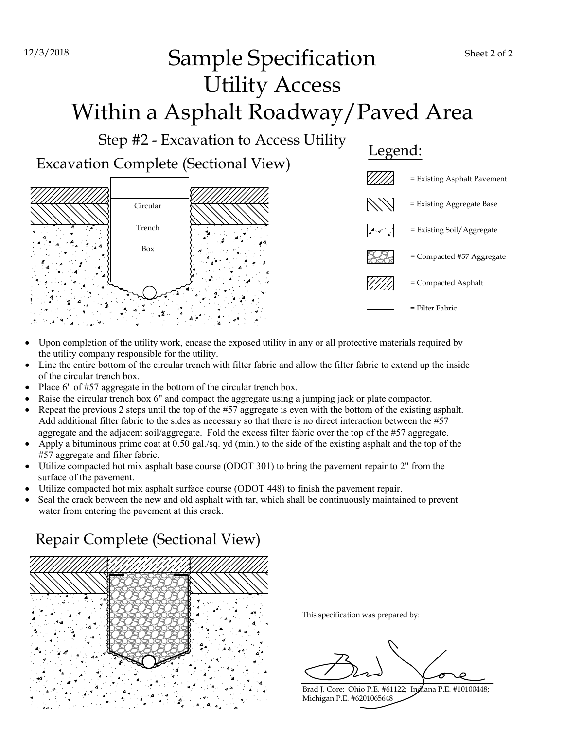12/3/2018

# Sample Specification Utility Access Within a Asphalt Roadway/Paved Area

## Step #2 - Excavation to Access Utility

### Excavation Complete (Sectional View)

Circular

Trench

Box

### Legend:

= Existing Asphalt Pavement

= Existing Aggregate Base

= Existing Soil/Aggregate

= Compacted #57 Aggregate

= Compacted Asphalt

= Filter Fabric

- Upon completion of the utility work, encase the exposed utility in any or all protective materials required by the utility company responsible for the utility.
- Line the entire bottom of the circular trench with filter fabric and allow the filter fabric to extend up the inside of the circular trench box.
- Place 6" of #57 aggregate in the bottom of the circular trench box.
- Raise the circular trench box 6" and compact the aggregate using a jumping jack or plate compactor.
- Repeat the previous 2 steps until the top of the #57 aggregate is even with the bottom of the existing asphalt. Add additional filter fabric to the sides as necessary so that there is no direct interaction between the #57 aggregate and the adjacent soil/aggregate. Fold the excess filter fabric over the top of the #57 aggregate.
- Apply a bituminous prime coat at 0.50 gal./sq. yd (min.) to the side of the existing asphalt and the top of the #57 aggregate and filter fabric.
- Utilize compacted hot mix asphalt base course (ODOT 301) to bring the pavement repair to 2" from the surface of the pavement.
- Utilize compacted hot mix asphalt surface course (ODOT 448) to finish the pavement repair.
- Seal the crack between the new and old asphalt with tar, which shall be continuously maintained to prevent water from entering the pavement at this crack.

### Repair Complete (Sectional View)

This specification was prepared by:

Brad J. Core: Ohio P.E. #61122; Indiana P.E. #10100448; Michigan P.E. #6201065648